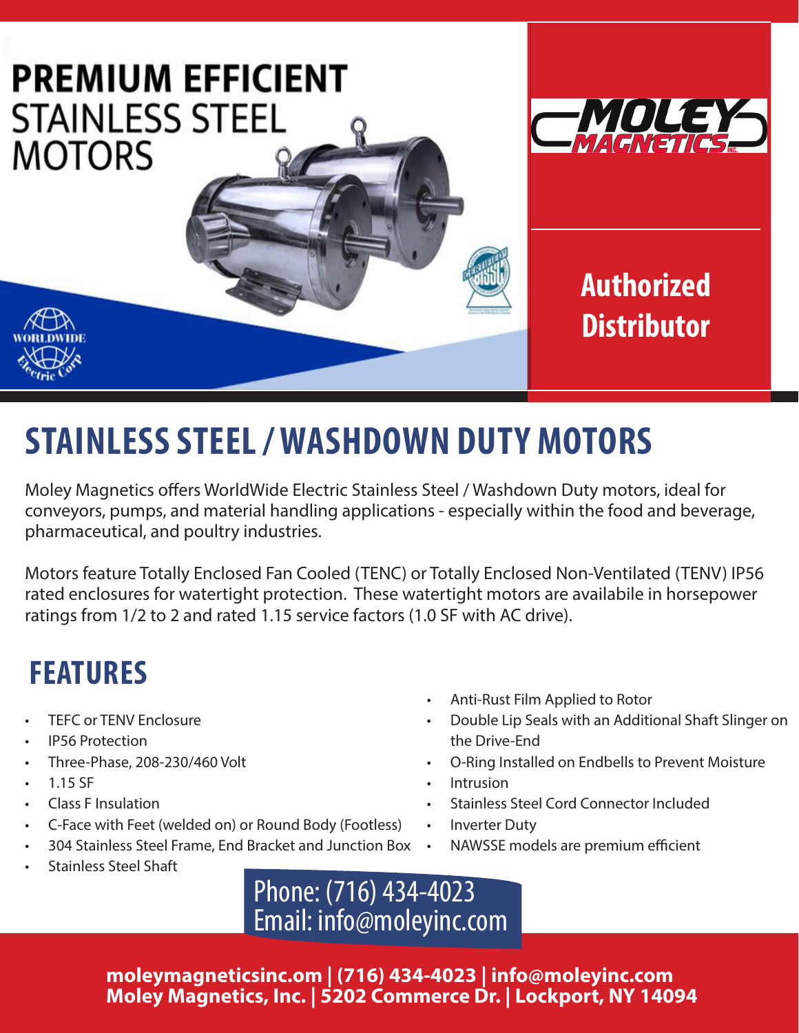# PREMIUM EFFICIENT STAINLESS STEEL MOTORS

MOLEY MAGNETICS INC.

**Authorized Distributor**

WORLDWIDE Electric Corp

## STAINLESS STEEL / WASHDOWN DUTY MOTORS

Moley Magnetics offers WorldWide Electric Stainless Steel / Washdown Duty motors, ideal for conveyors, pumps, and material handling applications - especially within the food and beverage, pharmaceutical, and poultry industries.

Motors feature Totally Enclosed Fan Cooled (TENC) or Totally Enclosed Non-Ventilated (TENV) IP56 rated enclosures for watertight protection. These watertight motors are availabile in horsepower ratings from 1/2 to 2 and rated 1.15 service factors (1.0 SF with AC drive).

## FEATURES

- TEFC or TENV Enclosure
- IP56 Protection
- Three-Phase, 208-230/460 Volt
- 1.15 SF
- Class F Insulation
- C-Face with Feet (welded on) or Round Body (Footless)
- 304 Stainless Steel Frame, End Bracket and Junction Box
- Stainless Steel Shaft
- Anti-Rust Film Applied to Rotor
- Double Lip Seals with an Additional Shaft Slinger on the Drive-End
- O-Ring Installed on Endbells to Prevent Moisture
- Intrusion
- Stainless Steel Cord Connector Included
- Inverter Duty
- NAWSSE models are premium efficient

Phone: (716) 434-4023
Email: info@moleyinc.com

**moleymagneticsinc.com | (716) 434-4023 | info@moleyinc.com**
**Moley Magnetics, Inc. | 5202 Commerce Dr. | Lockport, NY 14094**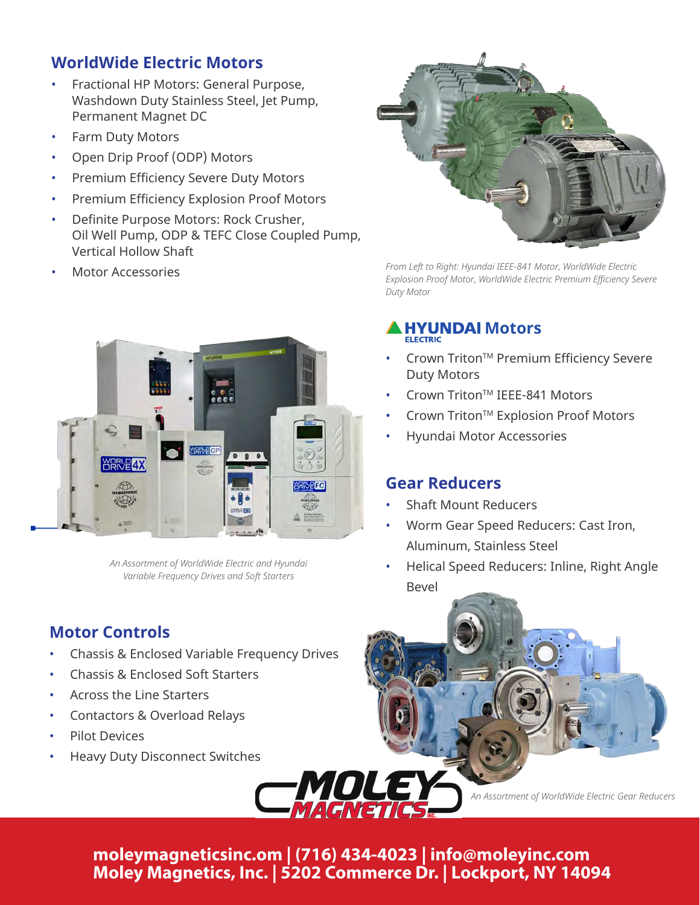## WorldWide Electric Motors

- Fractional HP Motors: General Purpose, Washdown Duty Stainless Steel, Jet Pump, Permanent Magnet DC
- Farm Duty Motors
- Open Drip Proof (ODP) Motors
- Premium Efficiency Severe Duty Motors
- Premium Efficiency Explosion Proof Motors
- Definite Purpose Motors: Rock Crusher, Oil Well Pump, ODP & TEFC Close Coupled Pump, Vertical Hollow Shaft
- Motor Accessories

*From Left to Right: Hyundai IEEE-841 Motor, WorldWide Electric Explosion Proof Motor, WorldWide Electric Premium Efficiency Severe Duty Motor*

## HYUNDAI ELECTRIC Motors

- Crown Triton™ Premium Efficiency Severe Duty Motors
- Crown Triton™ IEEE-841 Motors
- Crown Triton™ Explosion Proof Motors
- Hyundai Motor Accessories

*An Assortment of WorldWide Electric and Hyundai Variable Frequency Drives and Soft Starters*

## Gear Reducers

- Shaft Mount Reducers
- Worm Gear Speed Reducers: Cast Iron, Aluminum, Stainless Steel
- Helical Speed Reducers: Inline, Right Angle Bevel

## Motor Controls

- Chassis & Enclosed Variable Frequency Drives
- Chassis & Enclosed Soft Starters
- Across the Line Starters
- Contactors & Overload Relays
- Pilot Devices
- Heavy Duty Disconnect Switches

*An Assortment of WorldWide Electric Gear Reducers*

MOLEY MAGNETICS INC.

**moleymagneticsinc.com | (716) 434-4023 | info@moleyinc.com**
**Moley Magnetics, Inc. | 5202 Commerce Dr. | Lockport, NY 14094**